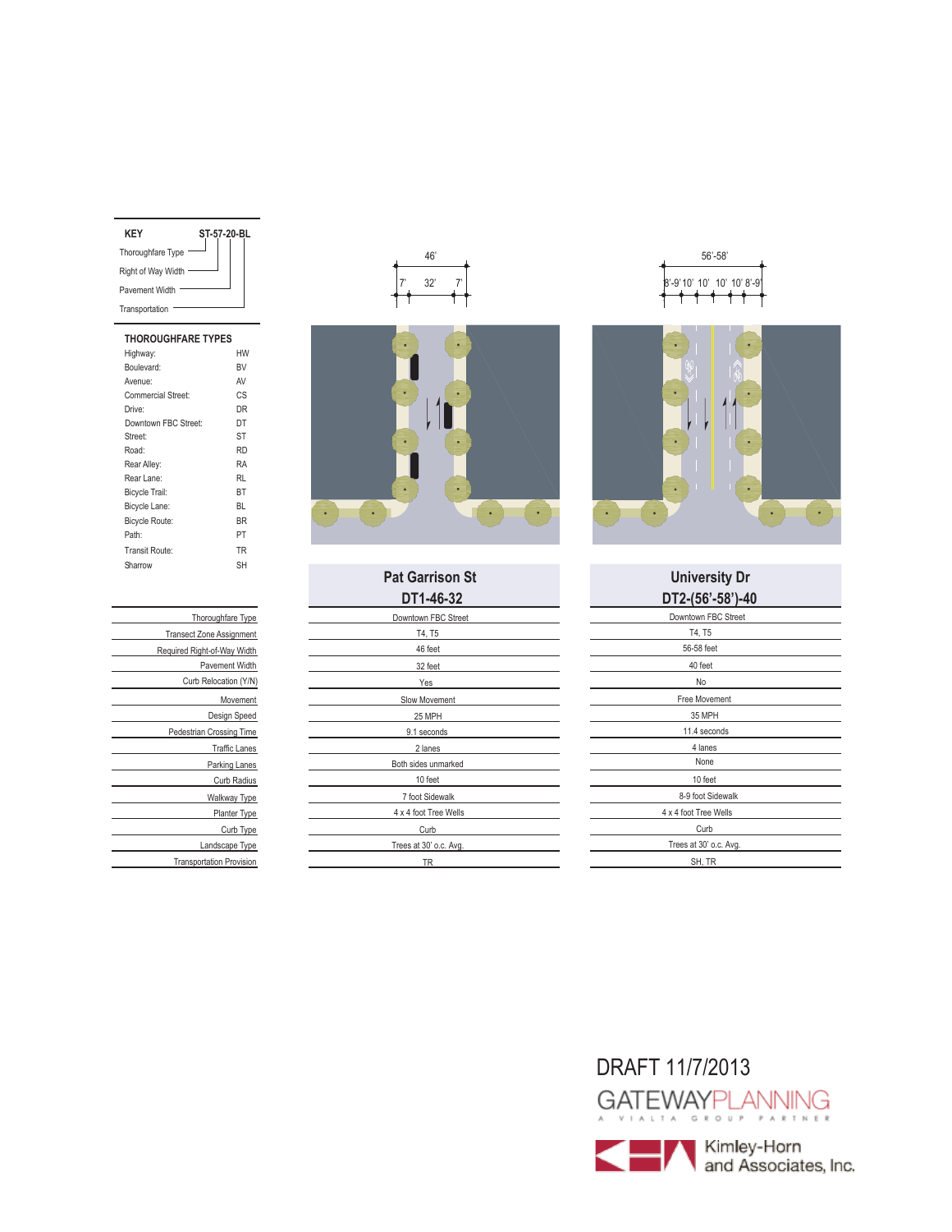## KEY

ST-57-20-BL

- Thoroughfare Type
- Right of Way Width
- Pavement Width
- Transportation

## THOROUGHFARE TYPES

| Type | Code |
|---|---|
| Highway: | HW |
| Boulevard: | BV |
| Avenue: | AV |
| Commercial Street: | CS |
| Drive: | DR |
| Downtown FBC Street: | DT |
| Street: | ST |
| Road: | RD |
| Rear Alley: | RA |
| Rear Lane: | RL |
| Bicycle Trail: | BT |
| Bicycle Lane: | BL |
| Bicycle Route: | BR |
| Path: | PT |
| Transit Route: | TR |
| Sharrow | SH |

| | Pat Garrison St DT1-46-32 | University Dr DT2-(56'-58')-40 |
|---|---|---|
| Thoroughfare Type | Downtown FBC Street | Downtown FBC Street |
| Transect Zone Assignment | T4, T5 | T4, T5 |
| Required Right-of-Way Width | 46 feet | 56-58 feet |
| Pavement Width | 32 feet | 40 feet |
| Curb Relocation (Y/N) | Yes | No |
| Movement | Slow Movement | Free Movement |
| Design Speed | 25 MPH | 35 MPH |
| Pedestrian Crossing Time | 9.1 seconds | 11.4 seconds |
| Traffic Lanes | 2 lanes | 4 lanes |
| Parking Lanes | Both sides unmarked | None |
| Curb Radius | 10 feet | 10 feet |
| Walkway Type | 7 foot Sidewalk | 8-9 foot Sidewalk |
| Planter Type | 4 x 4 foot Tree Wells | 4 x 4 foot Tree Wells |
| Curb Type | Curb | Curb |
| Landscape Type | Trees at 30' o.c. Avg. | Trees at 30' o.c. Avg. |
| Transportation Provision | TR | SH, TR |

DRAFT 11/7/2013

GATEWAYPLANNING
A VIALTA GROUP PARTNER

Kimley-Horn and Associates, Inc.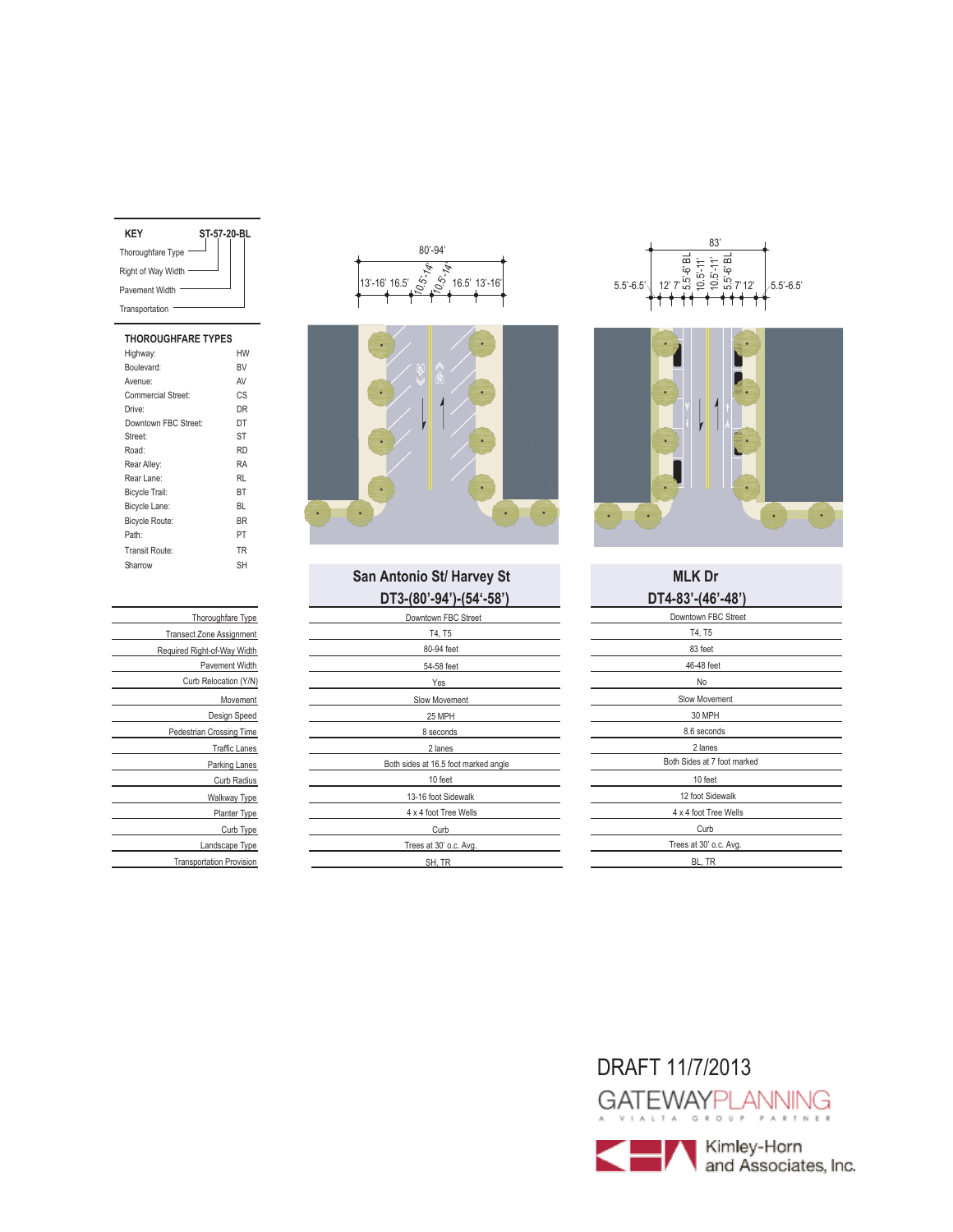**KEY** — ST-57-20-BL

- Thoroughfare Type
- Right of Way Width
- Pavement Width
- Transportation

### THOROUGHFARE TYPES

| Type | Code |
|---|---|
| Highway: | HW |
| Boulevard: | BV |
| Avenue: | AV |
| Commercial Street: | CS |
| Drive: | DR |
| Downtown FBC Street: | DT |
| Street: | ST |
| Road: | RD |
| Rear Alley: | RA |
| Rear Lane: | RL |
| Bicycle Trail: | BT |
| Bicycle Lane: | BL |
| Bicycle Route: | BR |
| Path: | PT |
| Transit Route: | TR |
| Sharrow | SH |

| | San Antonio St/ Harvey St<br>DT3-(80'-94')-(54'-58') | MLK Dr<br>DT4-83'-(46'-48') |
|---|---|---|
| Thoroughfare Type | Downtown FBC Street | Downtown FBC Street |
| Transect Zone Assignment | T4, T5 | T4, T5 |
| Required Right-of-Way Width | 80-94 feet | 83 feet |
| Pavement Width | 54-58 feet | 46-48 feet |
| Curb Relocation (Y/N) | Yes | No |
| Movement | Slow Movement | Slow Movement |
| Design Speed | 25 MPH | 30 MPH |
| Pedestrian Crossing Time | 8 seconds | 8.6 seconds |
| Traffic Lanes | 2 lanes | 2 lanes |
| Parking Lanes | Both sides at 16.5 foot marked angle | Both Sides at 7 foot marked |
| Curb Radius | 10 feet | 10 feet |
| Walkway Type | 13-16 foot Sidewalk | 12 foot Sidewalk |
| Planter Type | 4 x 4 foot Tree Wells | 4 x 4 foot Tree Wells |
| Curb Type | Curb | Curb |
| Landscape Type | Trees at 30' o.c. Avg. | Trees at 30' o.c. Avg. |
| Transportation Provision | SH, TR | BL, TR |

DRAFT 11/7/2013

GATEWAYPLANNING — A VIALTA GROUP PARTNER

Kimley-Horn and Associates, Inc.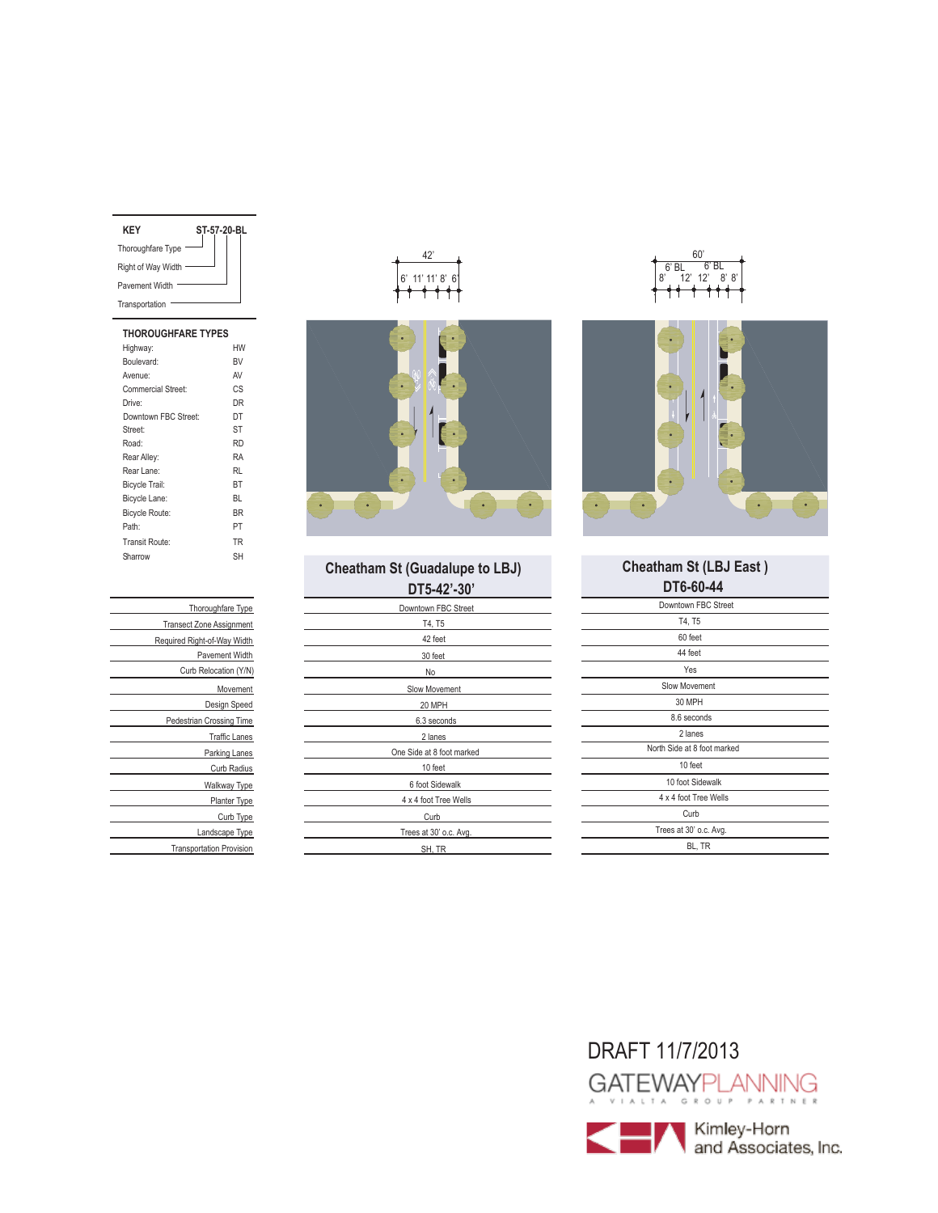## KEY

ST-57-20-BL

- Thoroughfare Type
- Right of Way Width
- Pavement Width
- Transportation

## THOROUGHFARE TYPES

| Type | Code |
|---|---|
| Highway: | HW |
| Boulevard: | BV |
| Avenue: | AV |
| Commercial Street: | CS |
| Drive: | DR |
| Downtown FBC Street: | DT |
| Street: | ST |
| Road: | RD |
| Rear Alley: | RA |
| Rear Lane: | RL |
| Bicycle Trail: | BT |
| Bicycle Lane: | BL |
| Bicycle Route: | BR |
| Path: | PT |
| Transit Route: | TR |
| Sharrow | SH |

42' — 6' 11' 11' 8' 6'

60' — 8' 6' BL 12' 12' 6' BL 8' 8'

| | Cheatham St (Guadalupe to LBJ) DT5-42'-30' | Cheatham St (LBJ East ) DT6-60-44 |
|---|---|---|
| Thoroughfare Type | Downtown FBC Street | Downtown FBC Street |
| Transect Zone Assignment | T4, T5 | T4, T5 |
| Required Right-of-Way Width | 42 feet | 60 feet |
| Pavement Width | 30 feet | 44 feet |
| Curb Relocation (Y/N) | No | Yes |
| Movement | Slow Movement | Slow Movement |
| Design Speed | 20 MPH | 30 MPH |
| Pedestrian Crossing Time | 6.3 seconds | 8.6 seconds |
| Traffic Lanes | 2 lanes | 2 lanes |
| Parking Lanes | One Side at 8 foot marked | North Side at 8 foot marked |
| Curb Radius | 10 feet | 10 feet |
| Walkway Type | 6 foot Sidewalk | 10 foot Sidewalk |
| Planter Type | 4 x 4 foot Tree Wells | 4 x 4 foot Tree Wells |
| Curb Type | Curb | Curb |
| Landscape Type | Trees at 30' o.c. Avg. | Trees at 30' o.c. Avg. |
| Transportation Provision | SH, TR | BL, TR |

DRAFT 11/7/2013

GATEWAYPLANNING
A VIALTA GROUP PARTNER

Kimley-Horn and Associates, Inc.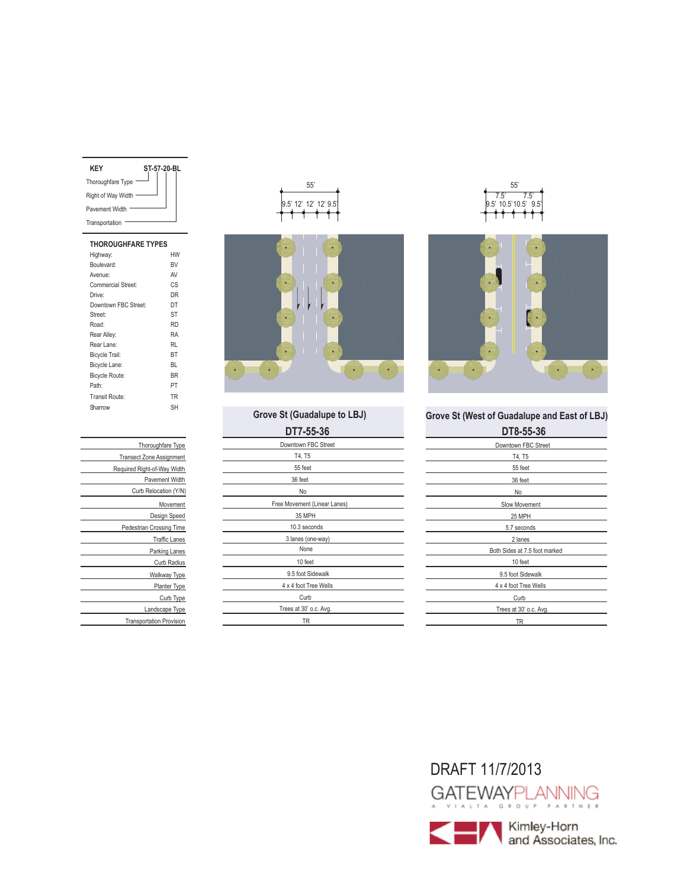**KEY** ST-57-20-BL

- Thoroughfare Type
- Right of Way Width
- Pavement Width
- Transportation

**THOROUGHFARE TYPES**

| | |
|---|---|
| Highway: | HW |
| Boulevard: | BV |
| Avenue: | AV |
| Commercial Street: | CS |
| Drive: | DR |
| Downtown FBC Street: | DT |
| Street: | ST |
| Road: | RD |
| Rear Alley: | RA |
| Rear Lane: | RL |
| Bicycle Trail: | BT |
| Bicycle Lane: | BL |
| Bicycle Route: | BR |
| Path: | PT |
| Transit Route: | TR |
| Sharrow | SH |

55' — 9.5' 12' 12' 12' 9.5'

55' — 7.5' 7.5' — 9.5' 10.5' 10.5' 9.5'

| | Grove St (Guadalupe to LBJ) DT7-55-36 | Grove St (West of Guadalupe and East of LBJ) DT8-55-36 |
|---|---|---|
| Thoroughfare Type | Downtown FBC Street | Downtown FBC Street |
| Transect Zone Assignment | T4, T5 | T4, T5 |
| Required Right-of-Way Width | 55 feet | 55 feet |
| Pavement Width | 36 feet | 36 feet |
| Curb Relocation (Y/N) | No | No |
| Movement | Free Movement (Linear Lanes) | Slow Movement |
| Design Speed | 35 MPH | 25 MPH |
| Pedestrian Crossing Time | 10.3 seconds | 5.7 seconds |
| Traffic Lanes | 3 lanes (one-way) | 2 lanes |
| Parking Lanes | None | Both Sides at 7.5 foot marked |
| Curb Radius | 10 feet | 10 feet |
| Walkway Type | 9.5 foot Sidewalk | 9.5 foot Sidewalk |
| Planter Type | 4 x 4 foot Tree Wells | 4 x 4 foot Tree Wells |
| Curb Type | Curb | Curb |
| Landscape Type | Trees at 30' o.c. Avg. | Trees at 30' o.c. Avg. |
| Transportation Provision | TR | TR |

DRAFT 11/7/2013

GATEWAYPLANNING
A VIALTA GROUP PARTNER

Kimley-Horn and Associates, Inc.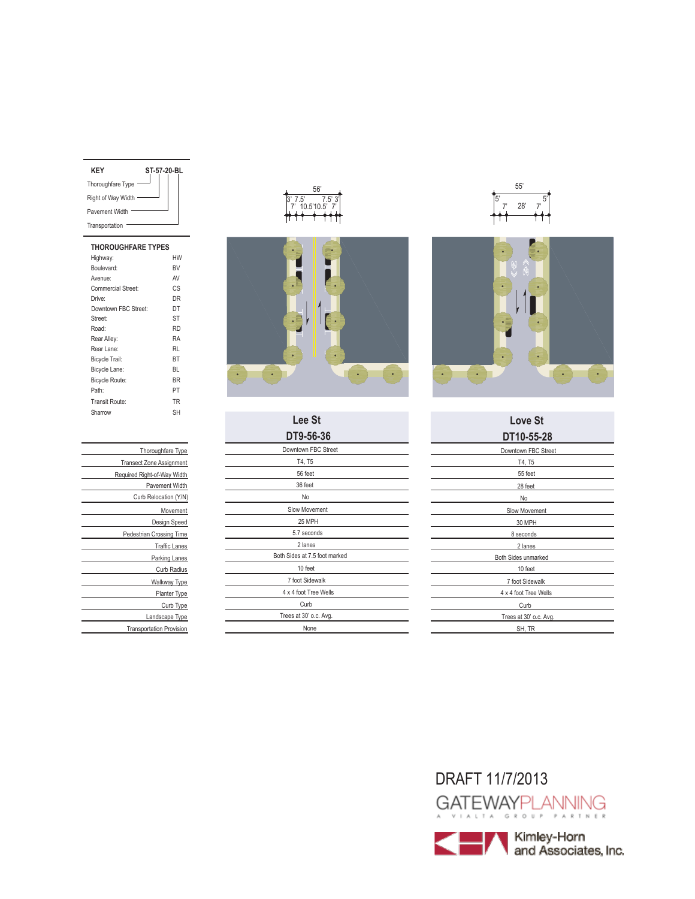## KEY

ST-57-20-BL

- Thoroughfare Type
- Right of Way Width
- Pavement Width
- Transportation

## THOROUGHFARE TYPES

| Type | Code |
|---|---|
| Highway: | HW |
| Boulevard: | BV |
| Avenue: | AV |
| Commercial Street: | CS |
| Drive: | DR |
| Downtown FBC Street: | DT |
| Street: | ST |
| Road: | RD |
| Rear Alley: | RA |
| Rear Lane: | RL |
| Bicycle Trail: | BT |
| Bicycle Lane: | BL |
| Bicycle Route: | BR |
| Path: | PT |
| Transit Route: | TR |
| Sharrow | SH |

Lee St: 56' — 3' 7.5' 7' 10.5' 10.5' 7' 7.5' 3'

Love St: 55' — 5' 7' 28' 7' 5'

| | Lee St DT9-56-36 | Love St DT10-55-28 |
|---|---|---|
| Thoroughfare Type | Downtown FBC Street | Downtown FBC Street |
| Transect Zone Assignment | T4, T5 | T4, T5 |
| Required Right-of-Way Width | 56 feet | 55 feet |
| Pavement Width | 36 feet | 28 feet |
| Curb Relocation (Y/N) | No | No |
| Movement | Slow Movement | Slow Movement |
| Design Speed | 25 MPH | 30 MPH |
| Pedestrian Crossing Time | 5.7 seconds | 8 seconds |
| Traffic Lanes | 2 lanes | 2 lanes |
| Parking Lanes | Both Sides at 7.5 foot marked | Both Sides unmarked |
| Curb Radius | 10 feet | 10 feet |
| Walkway Type | 7 foot Sidewalk | 7 foot Sidewalk |
| Planter Type | 4 x 4 foot Tree Wells | 4 x 4 foot Tree Wells |
| Curb Type | Curb | Curb |
| Landscape Type | Trees at 30' o.c. Avg. | Trees at 30' o.c. Avg. |
| Transportation Provision | None | SH, TR |

DRAFT 11/7/2013

GATEWAYPLANNING
A VIALTA GROUP PARTNER

Kimley-Horn and Associates, Inc.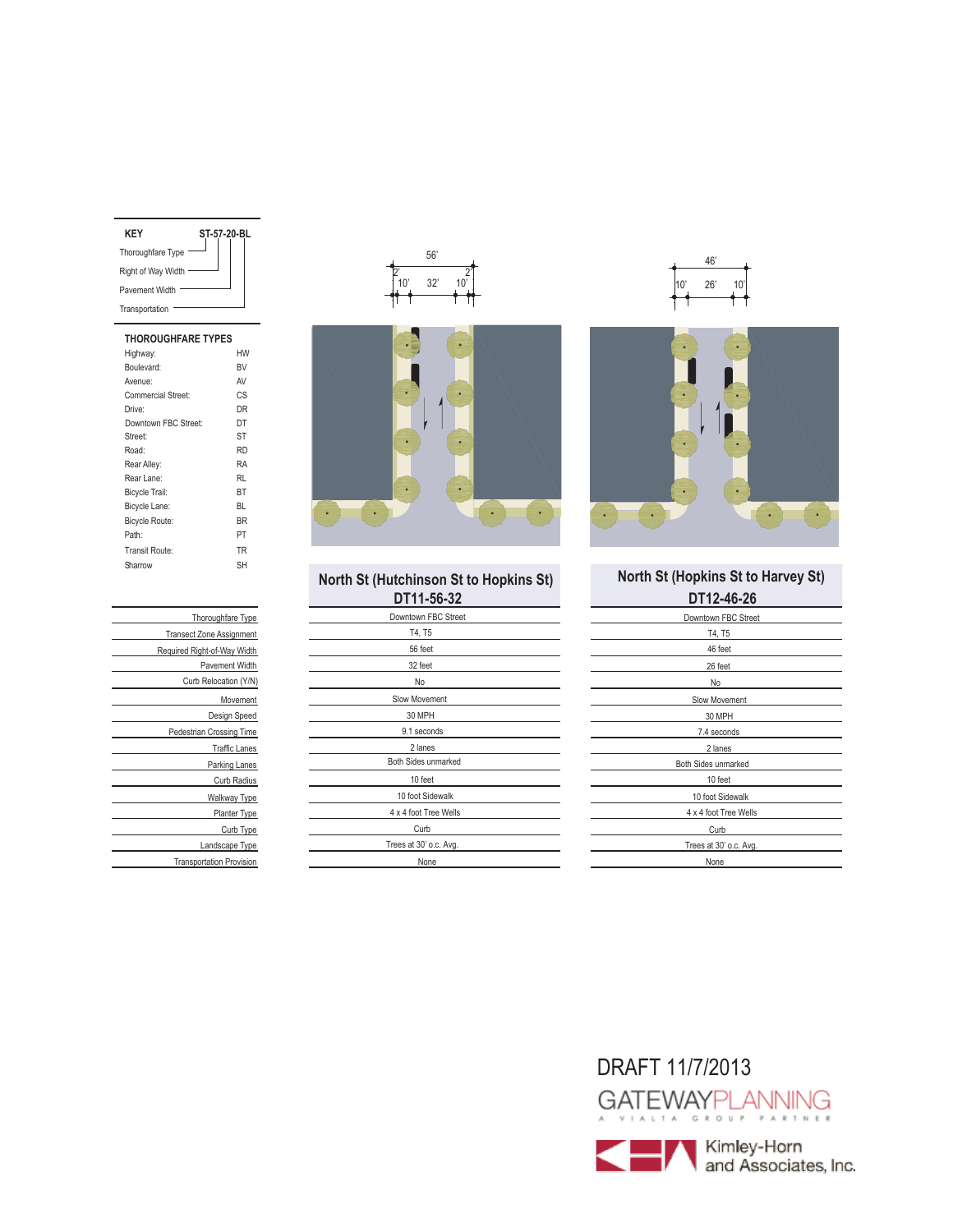**KEY** ST-57-20-BL

- Thoroughfare Type
- Right of Way Width
- Pavement Width
- Transportation

**THOROUGHFARE TYPES**

| | |
|---|---|
| Highway: | HW |
| Boulevard: | BV |
| Avenue: | AV |
| Commercial Street: | CS |
| Drive: | DR |
| Downtown FBC Street: | DT |
| Street: | ST |
| Road: | RD |
| Rear Alley: | RA |
| Rear Lane: | RL |
| Bicycle Trail: | BT |
| Bicycle Lane: | BL |
| Bicycle Route: | BR |
| Path: | PT |
| Transit Route: | TR |
| Sharrow | SH |

| | North St (Hutchinson St to Hopkins St) DT11-56-32 | North St (Hopkins St to Harvey St) DT12-46-26 |
|---|---|---|
| Thoroughfare Type | Downtown FBC Street | Downtown FBC Street |
| Transect Zone Assignment | T4, T5 | T4, T5 |
| Required Right-of-Way Width | 56 feet | 46 feet |
| Pavement Width | 32 feet | 26 feet |
| Curb Relocation (Y/N) | No | No |
| Movement | Slow Movement | Slow Movement |
| Design Speed | 30 MPH | 30 MPH |
| Pedestrian Crossing Time | 9.1 seconds | 7.4 seconds |
| Traffic Lanes | 2 lanes | 2 lanes |
| Parking Lanes | Both Sides unmarked | Both Sides unmarked |
| Curb Radius | 10 feet | 10 feet |
| Walkway Type | 10 foot Sidewalk | 10 foot Sidewalk |
| Planter Type | 4 x 4 foot Tree Wells | 4 x 4 foot Tree Wells |
| Curb Type | Curb | Curb |
| Landscape Type | Trees at 30' o.c. Avg. | Trees at 30' o.c. Avg. |
| Transportation Provision | None | None |

DRAFT 11/7/2013

GATEWAYPLANNING
A VIALTA GROUP PARTNER

Kimley-Horn and Associates, Inc.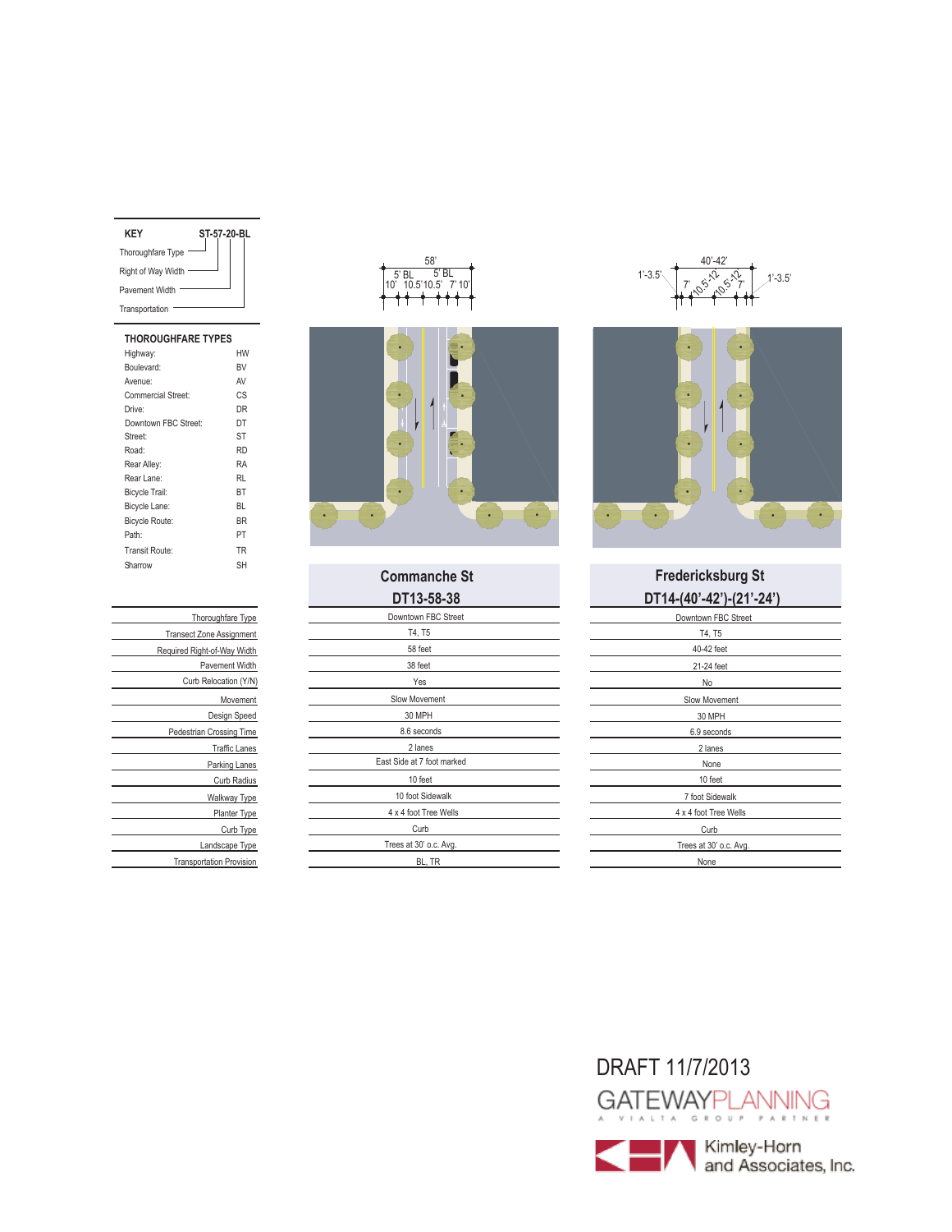**KEY** ST-57-20-BL

- Thoroughfare Type
- Right of Way Width
- Pavement Width
- Transportation

**THOROUGHFARE TYPES**

| | |
|---|---|
| Highway: | HW |
| Boulevard: | BV |
| Avenue: | AV |
| Commercial Street: | CS |
| Drive: | DR |
| Downtown FBC Street: | DT |
| Street: | ST |
| Road: | RD |
| Rear Alley: | RA |
| Rear Lane: | RL |
| Bicycle Trail: | BT |
| Bicycle Lane: | BL |
| Bicycle Route: | BR |
| Path: | PT |
| Transit Route: | TR |
| Sharrow | SH |

58'
5' BL 5' BL
10' 10.5' 10.5' 7' 10'

40'-42'
1'-3.5' 7' 10.5'-12' 10.5'-12' 7' 1'-3.5'

| | Commanche St DT13-58-38 | Fredericksburg St DT14-(40'-42')-(21'-24') |
|---|---|---|
| Thoroughfare Type | Downtown FBC Street | Downtown FBC Street |
| Transect Zone Assignment | T4, T5 | T4, T5 |
| Required Right-of-Way Width | 58 feet | 40-42 feet |
| Pavement Width | 38 feet | 21-24 feet |
| Curb Relocation (Y/N) | Yes | No |
| Movement | Slow Movement | Slow Movement |
| Design Speed | 30 MPH | 30 MPH |
| Pedestrian Crossing Time | 8.6 seconds | 6.9 seconds |
| Traffic Lanes | 2 lanes | 2 lanes |
| Parking Lanes | East Side at 7 foot marked | None |
| Curb Radius | 10 feet | 10 feet |
| Walkway Type | 10 foot Sidewalk | 7 foot Sidewalk |
| Planter Type | 4 x 4 foot Tree Wells | 4 x 4 foot Tree Wells |
| Curb Type | Curb | Curb |
| Landscape Type | Trees at 30' o.c. Avg. | Trees at 30' o.c. Avg. |
| Transportation Provision | BL, TR | None |

DRAFT 11/7/2013

GATEWAYPLANNING
A VIALTA GROUP PARTNER

Kimley-Horn and Associates, Inc.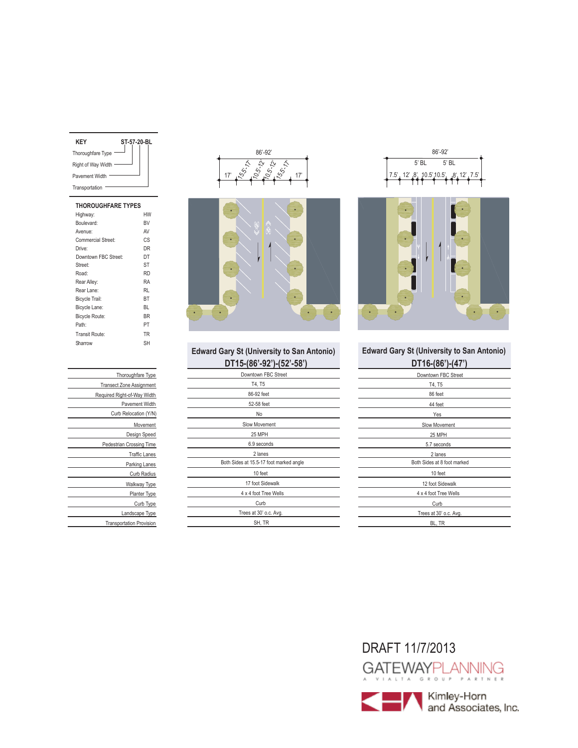**KEY** ST-57-20-BL

- Thoroughfare Type
- Right of Way Width
- Pavement Width
- Transportation

## THOROUGHFARE TYPES

| | |
|---|---|
| Highway: | HW |
| Boulevard: | BV |
| Avenue: | AV |
| Commercial Street: | CS |
| Drive: | DR |
| Downtown FBC Street: | DT |
| Street: | ST |
| Road: | RD |
| Rear Alley: | RA |
| Rear Lane: | RL |
| Bicycle Trail: | BT |
| Bicycle Lane: | BL |
| Bicycle Route: | BR |
| Path: | PT |
| Transit Route: | TR |
| Sharrow | SH |

86'-92'

17' | 15.5'-17' | 10.5'-12' | 10.5'-12' | 15.5'-17' | 17'

86'-92'

5' BL 5' BL

7.5' | 12' | 8' | 10.5' | 10.5' | 8' | 12' | 7.5'

| | Edward Gary St (University to San Antonio) DT15-(86'-92')-(52'-58') | Edward Gary St (University to San Antonio) DT16-(86')-(47') |
|---|---|---|
| Thoroughfare Type | Downtown FBC Street | Downtown FBC Street |
| Transect Zone Assignment | T4, T5 | T4, T5 |
| Required Right-of-Way Width | 86-92 feet | 86 feet |
| Pavement Width | 52-58 feet | 44 feet |
| Curb Relocation (Y/N) | No | Yes |
| Movement | Slow Movement | Slow Movement |
| Design Speed | 25 MPH | 25 MPH |
| Pedestrian Crossing Time | 6.9 seconds | 5.7 seconds |
| Traffic Lanes | 2 lanes | 2 lanes |
| Parking Lanes | Both Sides at 15.5-17 foot marked angle | Both Sides at 8 foot marked |
| Curb Radius | 10 feet | 10 feet |
| Walkway Type | 17 foot Sidewalk | 12 foot Sidewalk |
| Planter Type | 4 x 4 foot Tree Wells | 4 x 4 foot Tree Wells |
| Curb Type | Curb | Curb |
| Landscape Type | Trees at 30' o.c. Avg. | Trees at 30' o.c. Avg. |
| Transportation Provision | SH, TR | BL, TR |

DRAFT 11/7/2013

GATEWAYPLANNING
A VIALTA GROUP PARTNER

Kimley-Horn and Associates, Inc.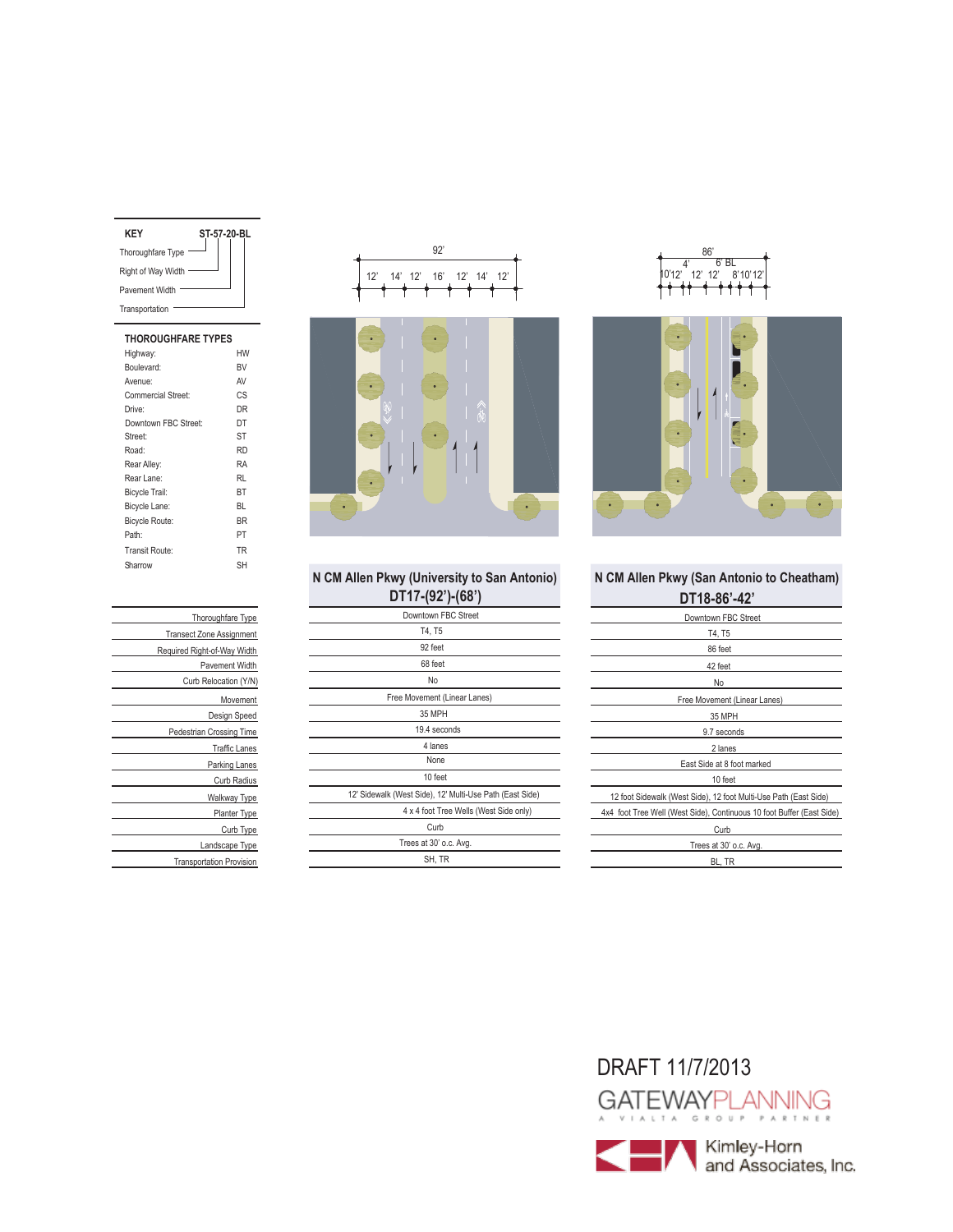**KEY** ST-57-20-BL

- Thoroughfare Type
- Right of Way Width
- Pavement Width
- Transportation

**THOROUGHFARE TYPES**

| Type | Code |
|---|---|
| Highway: | HW |
| Boulevard: | BV |
| Avenue: | AV |
| Commercial Street: | CS |
| Drive: | DR |
| Downtown FBC Street: | DT |
| Street: | ST |
| Road: | RD |
| Rear Alley: | RA |
| Rear Lane: | RL |
| Bicycle Trail: | BT |
| Bicycle Lane: | BL |
| Bicycle Route: | BR |
| Path: | PT |
| Transit Route: | TR |
| Sharrow | SH |

92'

12' 14' 12' 16' 12' 14' 12'

86'

4' 6' BL

10'12' 12' 12' 8'10'12'

| | N CM Allen Pkwy (University to San Antonio) DT17-(92')-(68') | N CM Allen Pkwy (San Antonio to Cheatham) DT18-86'-42' |
|---|---|---|
| Thoroughfare Type | Downtown FBC Street | Downtown FBC Street |
| Transect Zone Assignment | T4, T5 | T4, T5 |
| Required Right-of-Way Width | 92 feet | 86 feet |
| Pavement Width | 68 feet | 42 feet |
| Curb Relocation (Y/N) | No | No |
| Movement | Free Movement (Linear Lanes) | Free Movement (Linear Lanes) |
| Design Speed | 35 MPH | 35 MPH |
| Pedestrian Crossing Time | 19.4 seconds | 9.7 seconds |
| Traffic Lanes | 4 lanes | 2 lanes |
| Parking Lanes | None | East Side at 8 foot marked |
| Curb Radius | 10 feet | 10 feet |
| Walkway Type | 12' Sidewalk (West Side), 12' Multi-Use Path (East Side) | 12 foot Sidewalk (West Side), 12 foot Multi-Use Path (East Side) |
| Planter Type | 4 x 4 foot Tree Wells (West Side only) | 4x4 foot Tree Well (West Side), Continuous 10 foot Buffer (East Side) |
| Curb Type | Curb | Curb |
| Landscape Type | Trees at 30' o.c. Avg. | Trees at 30' o.c. Avg. |
| Transportation Provision | SH, TR | BL, TR |

DRAFT 11/7/2013

GATEWAYPLANNING
A VIALTA GROUP PARTNER

Kimley-Horn and Associates, Inc.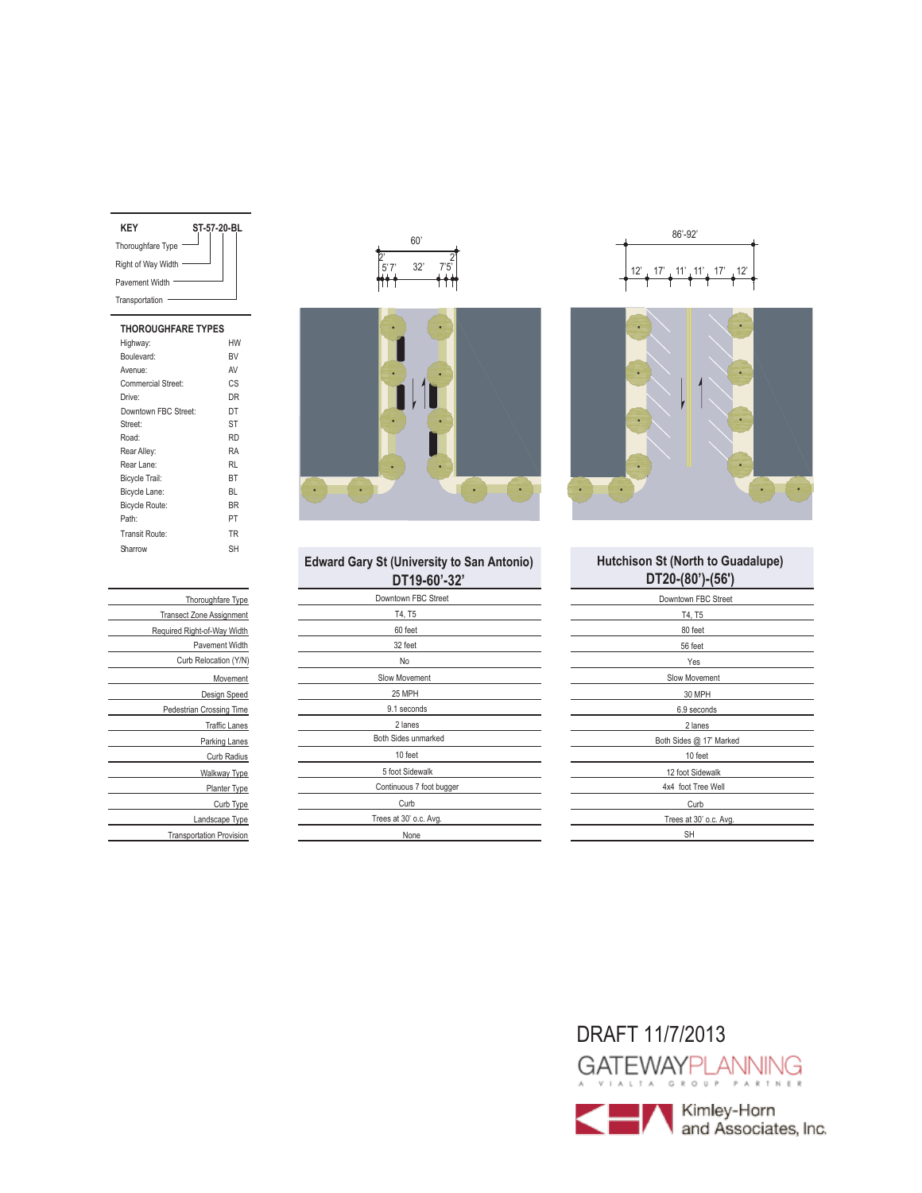## KEY

ST-57-20-BL

- Thoroughfare Type
- Right of Way Width
- Pavement Width
- Transportation

## THOROUGHFARE TYPES

| | |
|---|---|
| Highway: | HW |
| Boulevard: | BV |
| Avenue: | AV |
| Commercial Street: | CS |
| Drive: | DR |
| Downtown FBC Street: | DT |
| Street: | ST |
| Road: | RD |
| Rear Alley: | RA |
| Rear Lane: | RL |
| Bicycle Trail: | BT |
| Bicycle Lane: | BL |
| Bicycle Route: | BR |
| Path: | PT |
| Transit Route: | TR |
| Sharrow | SH |

60'

2' 5' 7' 32' 7' 5' 2'

86'-92'

12' 17' 11' 11' 17' 12'

| | Edward Gary St (University to San Antonio) DT19-60'-32' | Hutchison St (North to Guadalupe) DT20-(80')-(56') |
|---|---|---|
| Thoroughfare Type | Downtown FBC Street | Downtown FBC Street |
| Transect Zone Assignment | T4, T5 | T4, T5 |
| Required Right-of-Way Width | 60 feet | 80 feet |
| Pavement Width | 32 feet | 56 feet |
| Curb Relocation (Y/N) | No | Yes |
| Movement | Slow Movement | Slow Movement |
| Design Speed | 25 MPH | 30 MPH |
| Pedestrian Crossing Time | 9.1 seconds | 6.9 seconds |
| Traffic Lanes | 2 lanes | 2 lanes |
| Parking Lanes | Both Sides unmarked | Both Sides @ 17' Marked |
| Curb Radius | 10 feet | 10 feet |
| Walkway Type | 5 foot Sidewalk | 12 foot Sidewalk |
| Planter Type | Continuous 7 foot bugger | 4x4 foot Tree Well |
| Curb Type | Curb | Curb |
| Landscape Type | Trees at 30' o.c. Avg. | Trees at 30' o.c. Avg. |
| Transportation Provision | None | SH |

DRAFT 11/7/2013

GATEWAYPLANNING
A VIALTA GROUP PARTNER

Kimley-Horn and Associates, Inc.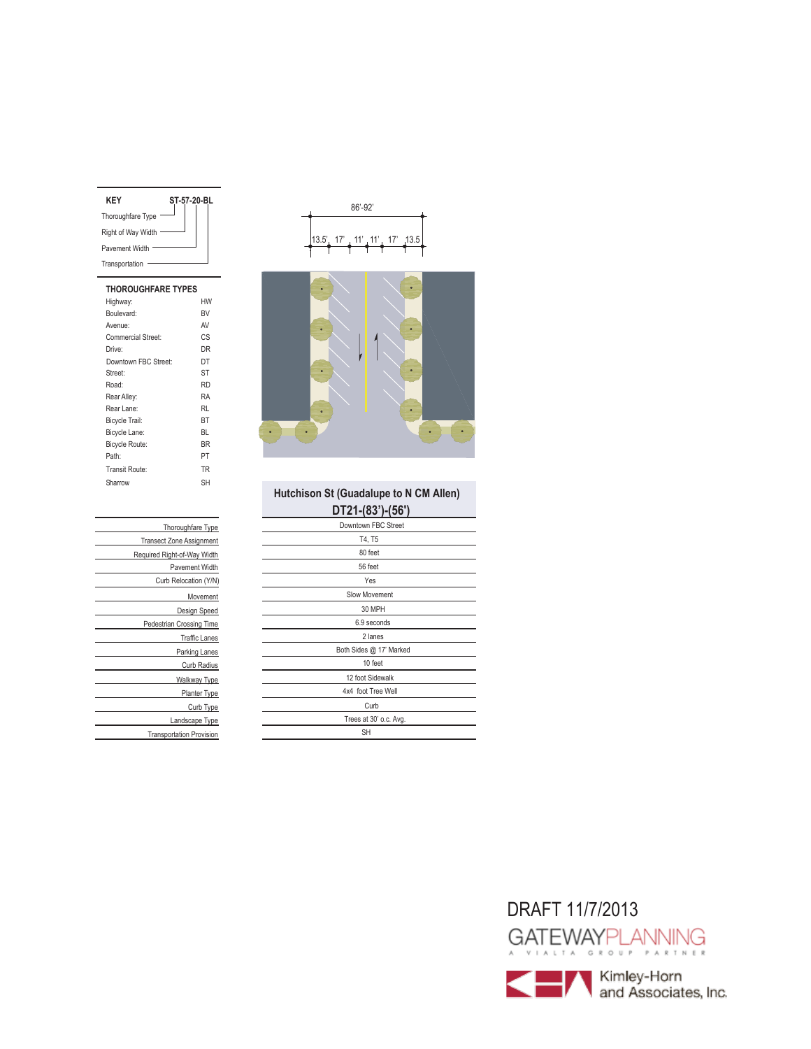**KEY** ST-57-20-BL

Thoroughfare Type

Right of Way Width

Pavement Width

Transportation

**THOROUGHFARE TYPES**

| | |
|---|---|
| Highway: | HW |
| Boulevard: | BV |
| Avenue: | AV |
| Commercial Street: | CS |
| Drive: | DR |
| Downtown FBC Street: | DT |
| Street: | ST |
| Road: | RD |
| Rear Alley: | RA |
| Rear Lane: | RL |
| Bicycle Trail: | BT |
| Bicycle Lane: | BL |
| Bicycle Route: | BR |
| Path: | PT |
| Transit Route: | TR |
| Sharrow | SH |

86'-92'

13.5' 17' 11' 11' 17' 13.5

## Hutchison St (Guadalupe to N CM Allen)
## DT21-(83')-(56')

| | |
|---|---|
| Thoroughfare Type | Downtown FBC Street |
| Transect Zone Assignment | T4, T5 |
| Required Right-of-Way Width | 80 feet |
| Pavement Width | 56 feet |
| Curb Relocation (Y/N) | Yes |
| Movement | Slow Movement |
| Design Speed | 30 MPH |
| Pedestrian Crossing Time | 6.9 seconds |
| Traffic Lanes | 2 lanes |
| Parking Lanes | Both Sides @ 17' Marked |
| Curb Radius | 10 feet |
| Walkway Type | 12 foot Sidewalk |
| Planter Type | 4x4 foot Tree Well |
| Curb Type | Curb |
| Landscape Type | Trees at 30' o.c. Avg. |
| Transportation Provision | SH |

DRAFT 11/7/2013

GATEWAYPLANNING
A VIALTA GROUP PARTNER

Kimley-Horn and Associates, Inc.